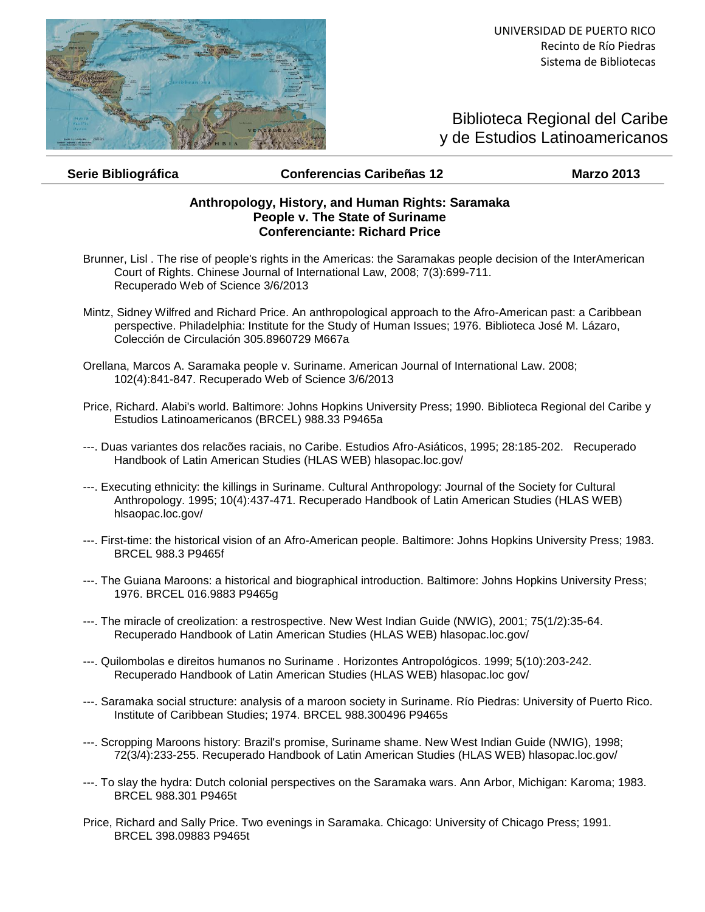UNIVERSIDAD DE PUERTO RICO
Recinto de Río Piedras
Sistema de Bibliotecas

# Biblioteca Regional del Caribe y de Estudios Latinoamericanos

**Serie Bibliográfica** | **Conferencias Caribeñas 12** | **Marzo 2013**

## Anthropology, History, and Human Rights: Saramaka People v. The State of Suriname
### Conferenciante: Richard Price

Brunner, Lisl . The rise of people's rights in the Americas: the Saramakas people decision of the InterAmerican Court of Rights. Chinese Journal of International Law, 2008; 7(3):699-711. Recuperado Web of Science 3/6/2013

Mintz, Sidney Wilfred and Richard Price. An anthropological approach to the Afro-American past: a Caribbean perspective. Philadelphia: Institute for the Study of Human Issues; 1976. Biblioteca José M. Lázaro, Colección de Circulación 305.8960729 M667a

Orellana, Marcos A. Saramaka people v. Suriname. American Journal of International Law. 2008; 102(4):841-847. Recuperado Web of Science 3/6/2013

Price, Richard. Alabi's world. Baltimore: Johns Hopkins University Press; 1990. Biblioteca Regional del Caribe y Estudios Latinoamericanos (BRCEL) 988.33 P9465a

---. Duas variantes dos relacões raciais, no Caribe. Estudios Afro-Asiáticos, 1995; 28:185-202. Recuperado Handbook of Latin American Studies (HLAS WEB) hlasopac.loc.gov/

---. Executing ethnicity: the killings in Suriname. Cultural Anthropology: Journal of the Society for Cultural Anthropology. 1995; 10(4):437-471. Recuperado Handbook of Latin American Studies (HLAS WEB) hlsaopac.loc.gov/

---. First-time: the historical vision of an Afro-American people. Baltimore: Johns Hopkins University Press; 1983. BRCEL 988.3 P9465f

---. The Guiana Maroons: a historical and biographical introduction. Baltimore: Johns Hopkins University Press; 1976. BRCEL 016.9883 P9465g

---. The miracle of creolization: a restrospective. New West Indian Guide (NWIG), 2001; 75(1/2):35-64. Recuperado Handbook of Latin American Studies (HLAS WEB) hlasopac.loc.gov/

---. Quilombolas e direitos humanos no Suriname . Horizontes Antropológicos. 1999; 5(10):203-242. Recuperado Handbook of Latin American Studies (HLAS WEB) hlasopac.loc gov/

---. Saramaka social structure: analysis of a maroon society in Suriname. Río Piedras: University of Puerto Rico. Institute of Caribbean Studies; 1974. BRCEL 988.300496 P9465s

---. Scropping Maroons history: Brazil's promise, Suriname shame. New West Indian Guide (NWIG), 1998; 72(3/4):233-255. Recuperado Handbook of Latin American Studies (HLAS WEB) hlasopac.loc.gov/

---. To slay the hydra: Dutch colonial perspectives on the Saramaka wars. Ann Arbor, Michigan: Karoma; 1983. BRCEL 988.301 P9465t

Price, Richard and Sally Price. Two evenings in Saramaka. Chicago: University of Chicago Press; 1991. BRCEL 398.09883 P9465t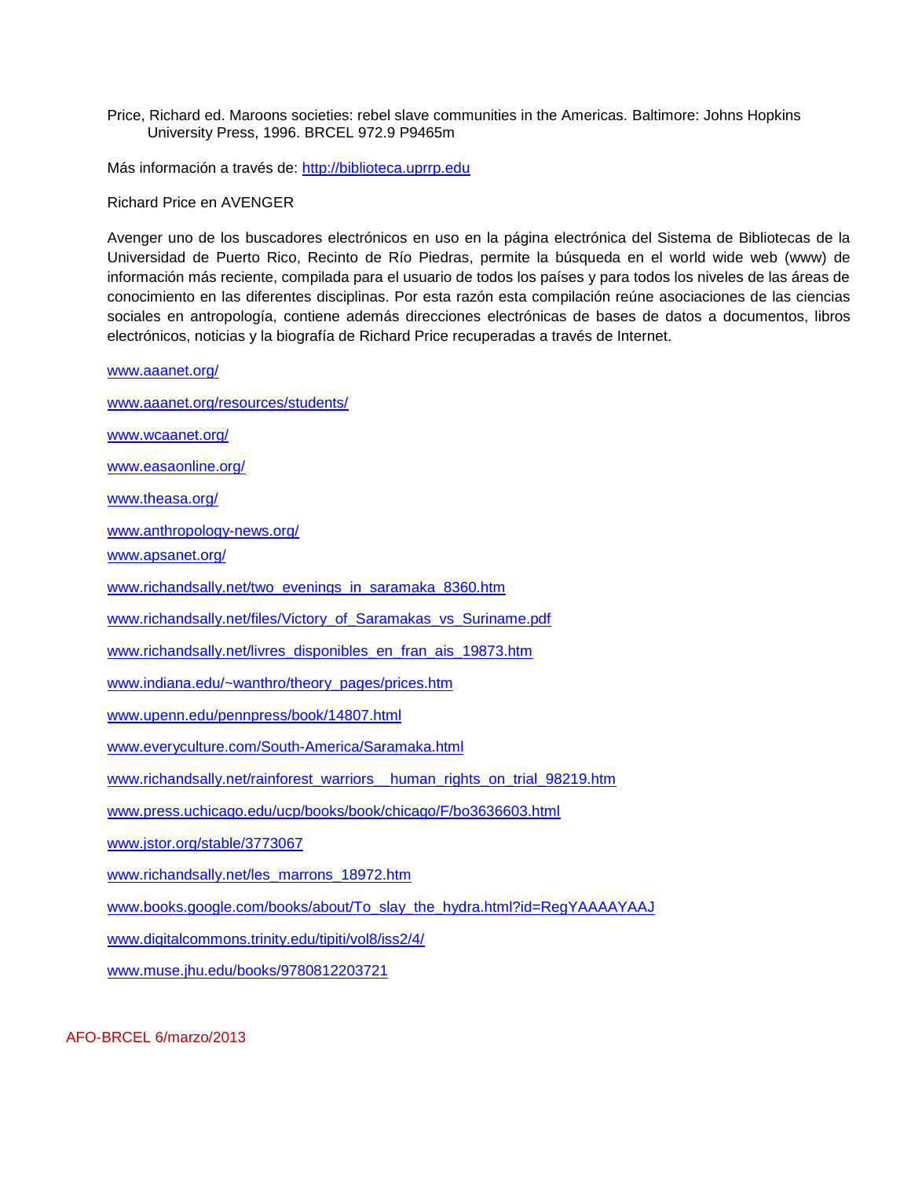Price, Richard ed. Maroons societies: rebel slave communities in the Americas. Baltimore: Johns Hopkins University Press, 1996. BRCEL 972.9 P9465m

Más información a través de: http://biblioteca.uprrp.edu

Richard Price en AVENGER

Avenger uno de los buscadores electrónicos en uso en la página electrónica del Sistema de Bibliotecas de la Universidad de Puerto Rico, Recinto de Río Piedras, permite la búsqueda en el world wide web (www) de información más reciente, compilada para el usuario de todos los países y para todos los niveles de las áreas de conocimiento en las diferentes disciplinas. Por esta razón esta compilación reúne asociaciones de las ciencias sociales en antropología, contiene además direcciones electrónicas de bases de datos a documentos, libros electrónicos, noticias y la biografía de Richard Price recuperadas a través de Internet.

www.aaanet.org/

www.aaanet.org/resources/students/

www.wcaanet.org/

www.easaonline.org/

www.theasa.org/

www.anthropology-news.org/

www.apsanet.org/

www.richandsally.net/two_evenings_in_saramaka_8360.htm

www.richandsally.net/files/Victory_of_Saramakas_vs_Suriname.pdf

www.richandsally.net/livres_disponibles_en_fran_ais_19873.htm

www.indiana.edu/~wanthro/theory_pages/prices.htm

www.upenn.edu/pennpress/book/14807.html

www.everyculture.com/South-America/Saramaka.html

www.richandsally.net/rainforest_warriors__human_rights_on_trial_98219.htm

www.press.uchicago.edu/ucp/books/book/chicago/F/bo3636603.html

www.jstor.org/stable/3773067

www.richandsally.net/les_marrons_18972.htm

www.books.google.com/books/about/To_slay_the_hydra.html?id=RegYAAAAYAAJ

www.digitalcommons.trinity.edu/tipiti/vol8/iss2/4/

www.muse.jhu.edu/books/9780812203721

AFO-BRCEL 6/marzo/2013